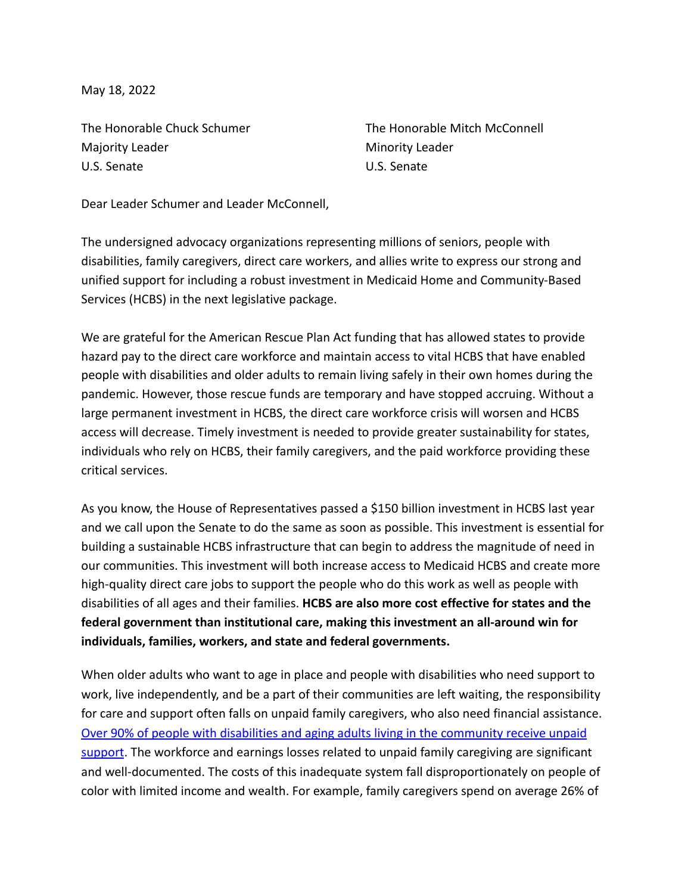May 18, 2022

The Honorable Chuck Schumer
Majority Leader
U.S. Senate

The Honorable Mitch McConnell
Minority Leader
U.S. Senate

Dear Leader Schumer and Leader McConnell,

The undersigned advocacy organizations representing millions of seniors, people with disabilities, family caregivers, direct care workers, and allies write to express our strong and unified support for including a robust investment in Medicaid Home and Community-Based Services (HCBS) in the next legislative package.

We are grateful for the American Rescue Plan Act funding that has allowed states to provide hazard pay to the direct care workforce and maintain access to vital HCBS that have enabled people with disabilities and older adults to remain living safely in their own homes during the pandemic. However, those rescue funds are temporary and have stopped accruing. Without a large permanent investment in HCBS, the direct care workforce crisis will worsen and HCBS access will decrease. Timely investment is needed to provide greater sustainability for states, individuals who rely on HCBS, their family caregivers, and the paid workforce providing these critical services.

As you know, the House of Representatives passed a $150 billion investment in HCBS last year and we call upon the Senate to do the same as soon as possible. This investment is essential for building a sustainable HCBS infrastructure that can begin to address the magnitude of need in our communities. This investment will both increase access to Medicaid HCBS and create more high-quality direct care jobs to support the people who do this work as well as people with disabilities of all ages and their families. **HCBS are also more cost effective for states and the federal government than institutional care, making this investment an all-around win for individuals, families, workers, and state and federal governments.**

When older adults who want to age in place and people with disabilities who need support to work, live independently, and be a part of their communities are left waiting, the responsibility for care and support often falls on unpaid family caregivers, who also need financial assistance. [Over 90% of people with disabilities and aging adults living in the community receive unpaid support](). The workforce and earnings losses related to unpaid family caregiving are significant and well-documented. The costs of this inadequate system fall disproportionately on people of color with limited income and wealth. For example, family caregivers spend on average 26% of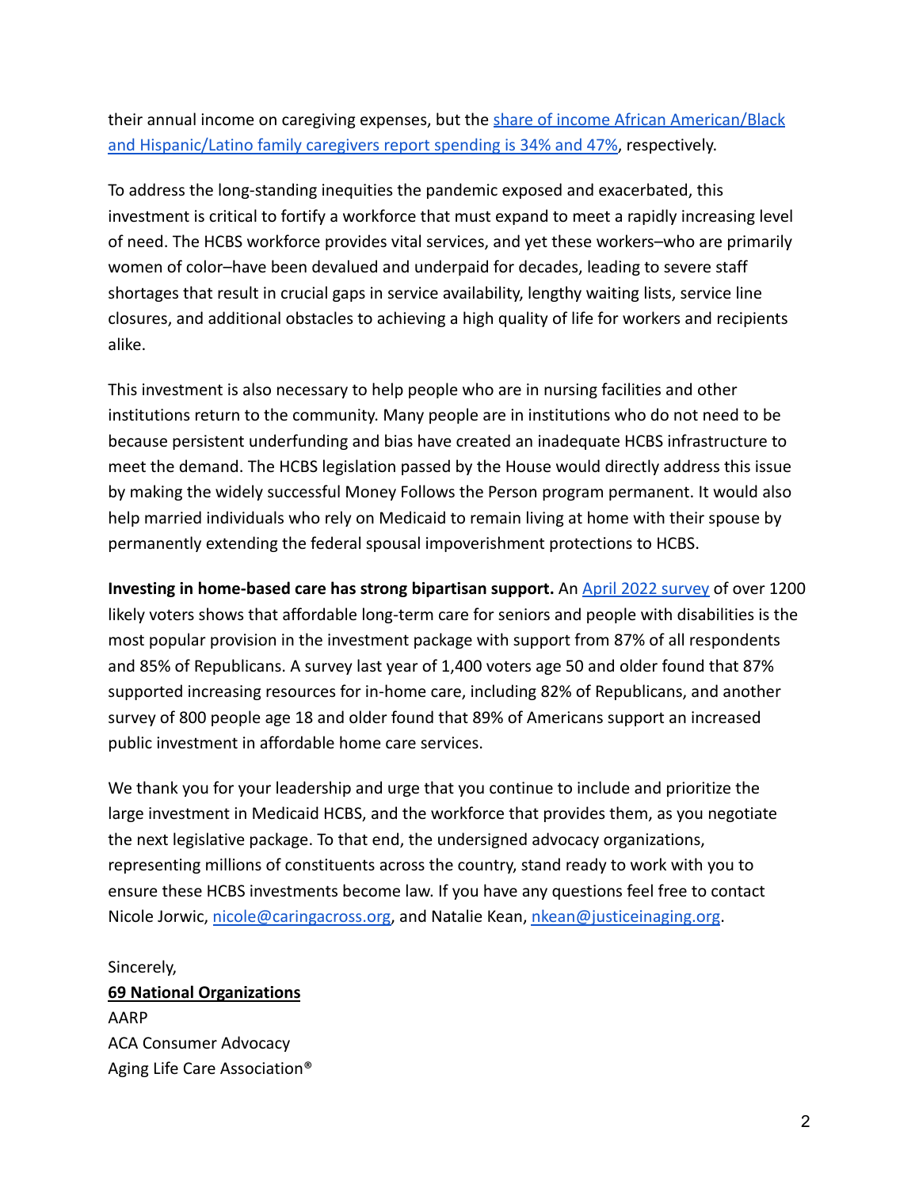their annual income on caregiving expenses, but the [share of income African American/Black and Hispanic/Latino family caregivers report spending is 34% and 47%](), respectively.

To address the long-standing inequities the pandemic exposed and exacerbated, this investment is critical to fortify a workforce that must expand to meet a rapidly increasing level of need. The HCBS workforce provides vital services, and yet these workers–who are primarily women of color–have been devalued and underpaid for decades, leading to severe staff shortages that result in crucial gaps in service availability, lengthy waiting lists, service line closures, and additional obstacles to achieving a high quality of life for workers and recipients alike.

This investment is also necessary to help people who are in nursing facilities and other institutions return to the community. Many people are in institutions who do not need to be because persistent underfunding and bias have created an inadequate HCBS infrastructure to meet the demand. The HCBS legislation passed by the House would directly address this issue by making the widely successful Money Follows the Person program permanent. It would also help married individuals who rely on Medicaid to remain living at home with their spouse by permanently extending the federal spousal impoverishment protections to HCBS.

**Investing in home-based care has strong bipartisan support.** An [April 2022 survey]() of over 1200 likely voters shows that affordable long-term care for seniors and people with disabilities is the most popular provision in the investment package with support from 87% of all respondents and 85% of Republicans. A survey last year of 1,400 voters age 50 and older found that 87% supported increasing resources for in-home care, including 82% of Republicans, and another survey of 800 people age 18 and older found that 89% of Americans support an increased public investment in affordable home care services.

We thank you for your leadership and urge that you continue to include and prioritize the large investment in Medicaid HCBS, and the workforce that provides them, as you negotiate the next legislative package. To that end, the undersigned advocacy organizations, representing millions of constituents across the country, stand ready to work with you to ensure these HCBS investments become law. If you have any questions feel free to contact Nicole Jorwic, nicole@caringacross.org, and Natalie Kean, nkean@justiceinaging.org.

Sincerely,

**69 National Organizations**

AARP

ACA Consumer Advocacy

Aging Life Care Association®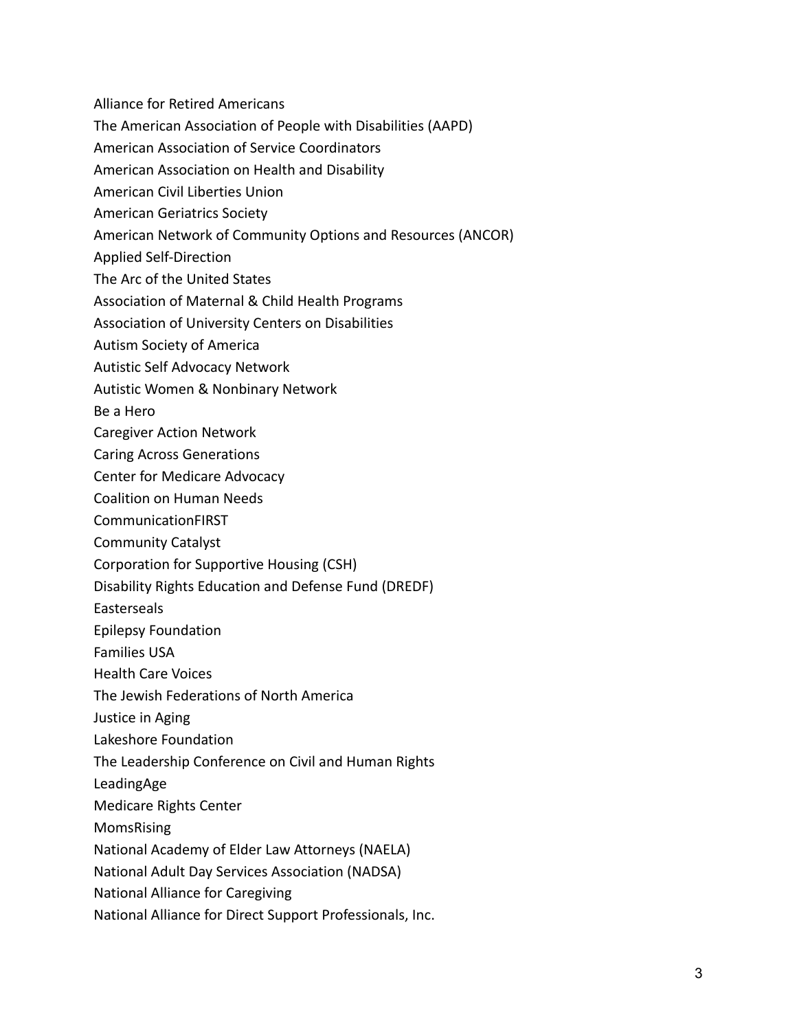Alliance for Retired Americans
The American Association of People with Disabilities (AAPD)
American Association of Service Coordinators
American Association on Health and Disability
American Civil Liberties Union
American Geriatrics Society
American Network of Community Options and Resources (ANCOR)
Applied Self-Direction
The Arc of the United States
Association of Maternal & Child Health Programs
Association of University Centers on Disabilities
Autism Society of America
Autistic Self Advocacy Network
Autistic Women & Nonbinary Network
Be a Hero
Caregiver Action Network
Caring Across Generations
Center for Medicare Advocacy
Coalition on Human Needs
CommunicationFIRST
Community Catalyst
Corporation for Supportive Housing (CSH)
Disability Rights Education and Defense Fund (DREDF)
Easterseals
Epilepsy Foundation
Families USA
Health Care Voices
The Jewish Federations of North America
Justice in Aging
Lakeshore Foundation
The Leadership Conference on Civil and Human Rights
LeadingAge
Medicare Rights Center
MomsRising
National Academy of Elder Law Attorneys (NAELA)
National Adult Day Services Association (NADSA)
National Alliance for Caregiving
National Alliance for Direct Support Professionals, Inc.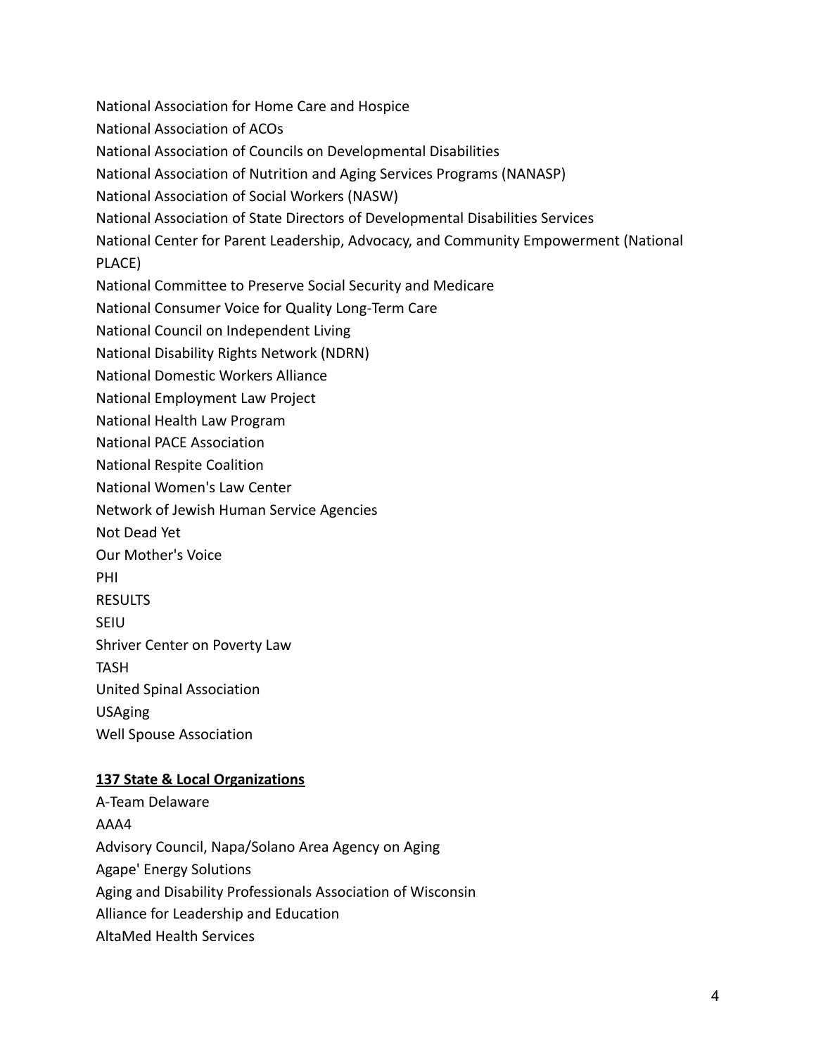National Association for Home Care and Hospice
National Association of ACOs
National Association of Councils on Developmental Disabilities
National Association of Nutrition and Aging Services Programs (NANASP)
National Association of Social Workers (NASW)
National Association of State Directors of Developmental Disabilities Services
National Center for Parent Leadership, Advocacy, and Community Empowerment (National PLACE)
National Committee to Preserve Social Security and Medicare
National Consumer Voice for Quality Long-Term Care
National Council on Independent Living
National Disability Rights Network (NDRN)
National Domestic Workers Alliance
National Employment Law Project
National Health Law Program
National PACE Association
National Respite Coalition
National Women's Law Center
Network of Jewish Human Service Agencies
Not Dead Yet
Our Mother's Voice
PHI
RESULTS
SEIU
Shriver Center on Poverty Law
TASH
United Spinal Association
USAging
Well Spouse Association

**137 State & Local Organizations**

A-Team Delaware
AAA4
Advisory Council, Napa/Solano Area Agency on Aging
Agape' Energy Solutions
Aging and Disability Professionals Association of Wisconsin
Alliance for Leadership and Education
AltaMed Health Services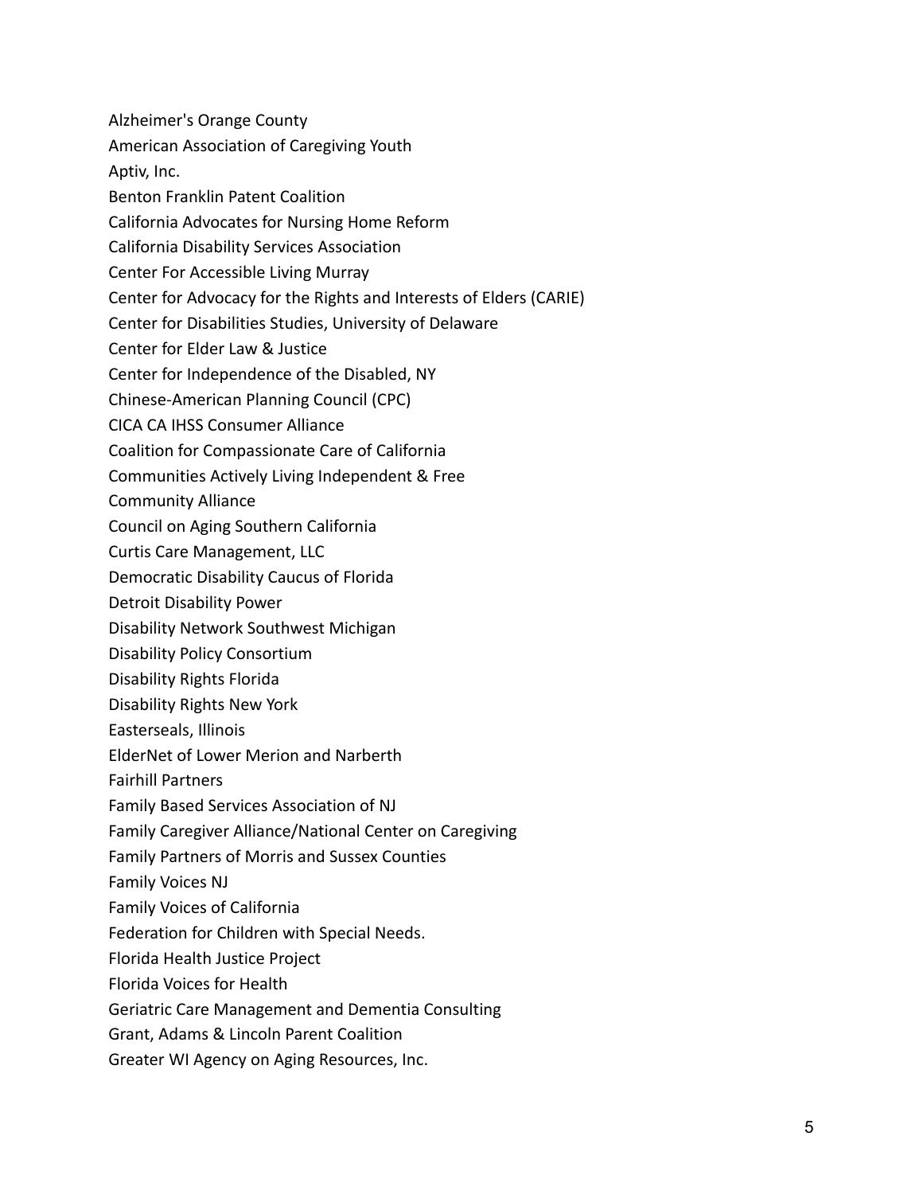Alzheimer's Orange County

American Association of Caregiving Youth

Aptiv, Inc.

Benton Franklin Patent Coalition

California Advocates for Nursing Home Reform

California Disability Services Association

Center For Accessible Living Murray

Center for Advocacy for the Rights and Interests of Elders (CARIE)

Center for Disabilities Studies, University of Delaware

Center for Elder Law & Justice

Center for Independence of the Disabled, NY

Chinese-American Planning Council (CPC)

CICA CA IHSS Consumer Alliance

Coalition for Compassionate Care of California

Communities Actively Living Independent & Free

Community Alliance

Council on Aging Southern California

Curtis Care Management, LLC

Democratic Disability Caucus of Florida

Detroit Disability Power

Disability Network Southwest Michigan

Disability Policy Consortium

Disability Rights Florida

Disability Rights New York

Easterseals, Illinois

ElderNet of Lower Merion and Narberth

Fairhill Partners

Family Based Services Association of NJ

Family Caregiver Alliance/National Center on Caregiving

Family Partners of Morris and Sussex Counties

Family Voices NJ

Family Voices of California

Federation for Children with Special Needs.

Florida Health Justice Project

Florida Voices for Health

Geriatric Care Management and Dementia Consulting

Grant, Adams & Lincoln Parent Coalition

Greater WI Agency on Aging Resources, Inc.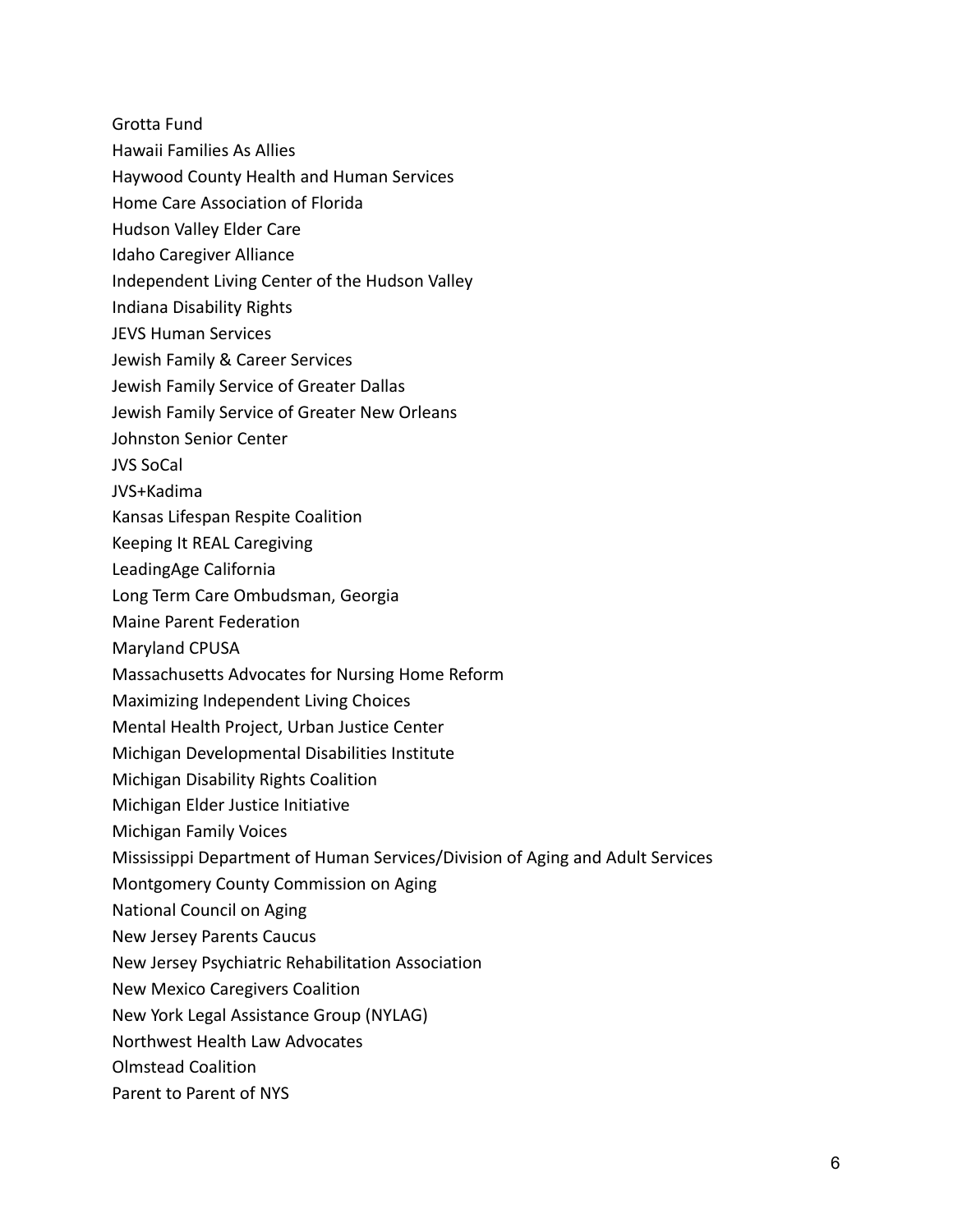Grotta Fund
Hawaii Families As Allies
Haywood County Health and Human Services
Home Care Association of Florida
Hudson Valley Elder Care
Idaho Caregiver Alliance
Independent Living Center of the Hudson Valley
Indiana Disability Rights
JEVS Human Services
Jewish Family & Career Services
Jewish Family Service of Greater Dallas
Jewish Family Service of Greater New Orleans
Johnston Senior Center
JVS SoCal
JVS+Kadima
Kansas Lifespan Respite Coalition
Keeping It REAL Caregiving
LeadingAge California
Long Term Care Ombudsman, Georgia
Maine Parent Federation
Maryland CPUSA
Massachusetts Advocates for Nursing Home Reform
Maximizing Independent Living Choices
Mental Health Project, Urban Justice Center
Michigan Developmental Disabilities Institute
Michigan Disability Rights Coalition
Michigan Elder Justice Initiative
Michigan Family Voices
Mississippi Department of Human Services/Division of Aging and Adult Services
Montgomery County Commission on Aging
National Council on Aging
New Jersey Parents Caucus
New Jersey Psychiatric Rehabilitation Association
New Mexico Caregivers Coalition
New York Legal Assistance Group (NYLAG)
Northwest Health Law Advocates
Olmstead Coalition
Parent to Parent of NYS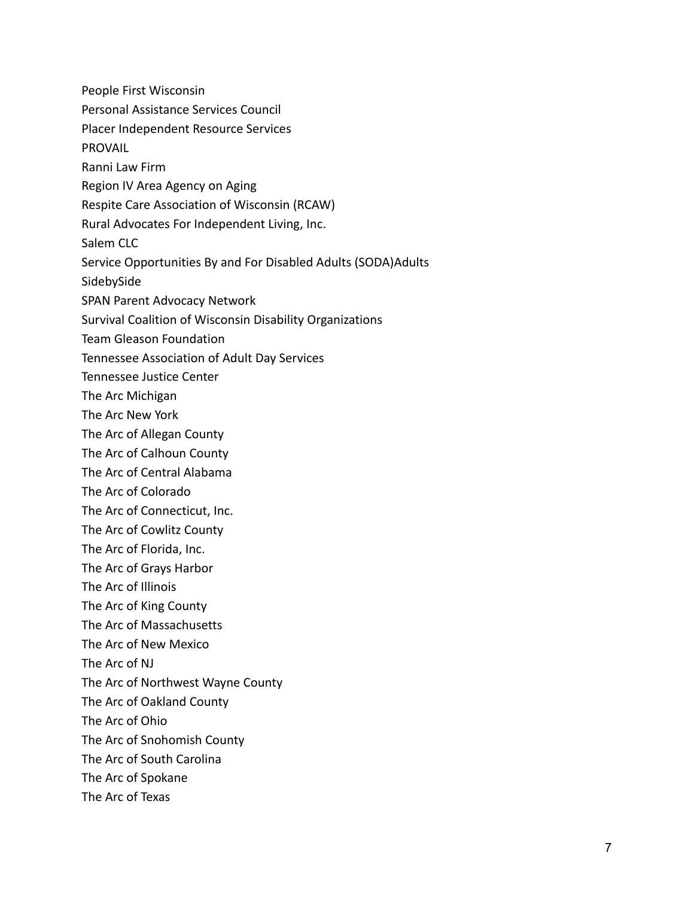People First Wisconsin

Personal Assistance Services Council

Placer Independent Resource Services

PROVAIL

Ranni Law Firm

Region IV Area Agency on Aging

Respite Care Association of Wisconsin (RCAW)

Rural Advocates For Independent Living, Inc.

Salem CLC

Service Opportunities By and For Disabled Adults (SODA)Adults

SidebySide

SPAN Parent Advocacy Network

Survival Coalition of Wisconsin Disability Organizations

Team Gleason Foundation

Tennessee Association of Adult Day Services

Tennessee Justice Center

The Arc Michigan

The Arc New York

The Arc of Allegan County

The Arc of Calhoun County

The Arc of Central Alabama

The Arc of Colorado

The Arc of Connecticut, Inc.

The Arc of Cowlitz County

The Arc of Florida, Inc.

The Arc of Grays Harbor

The Arc of Illinois

The Arc of King County

The Arc of Massachusetts

The Arc of New Mexico

The Arc of NJ

The Arc of Northwest Wayne County

The Arc of Oakland County

The Arc of Ohio

The Arc of Snohomish County

The Arc of South Carolina

The Arc of Spokane

The Arc of Texas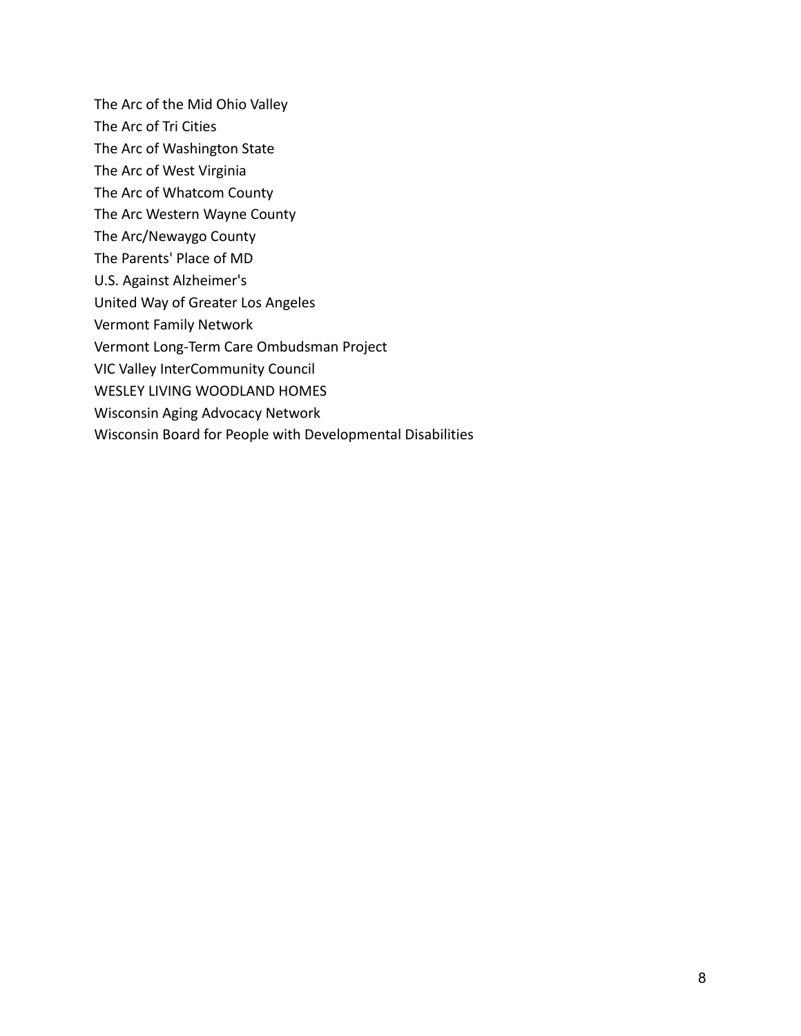The Arc of the Mid Ohio Valley
The Arc of Tri Cities
The Arc of Washington State
The Arc of West Virginia
The Arc of Whatcom County
The Arc Western Wayne County
The Arc/Newaygo County
The Parents' Place of MD
U.S. Against Alzheimer's
United Way of Greater Los Angeles
Vermont Family Network
Vermont Long-Term Care Ombudsman Project
VIC Valley InterCommunity Council
WESLEY LIVING WOODLAND HOMES
Wisconsin Aging Advocacy Network
Wisconsin Board for People with Developmental Disabilities